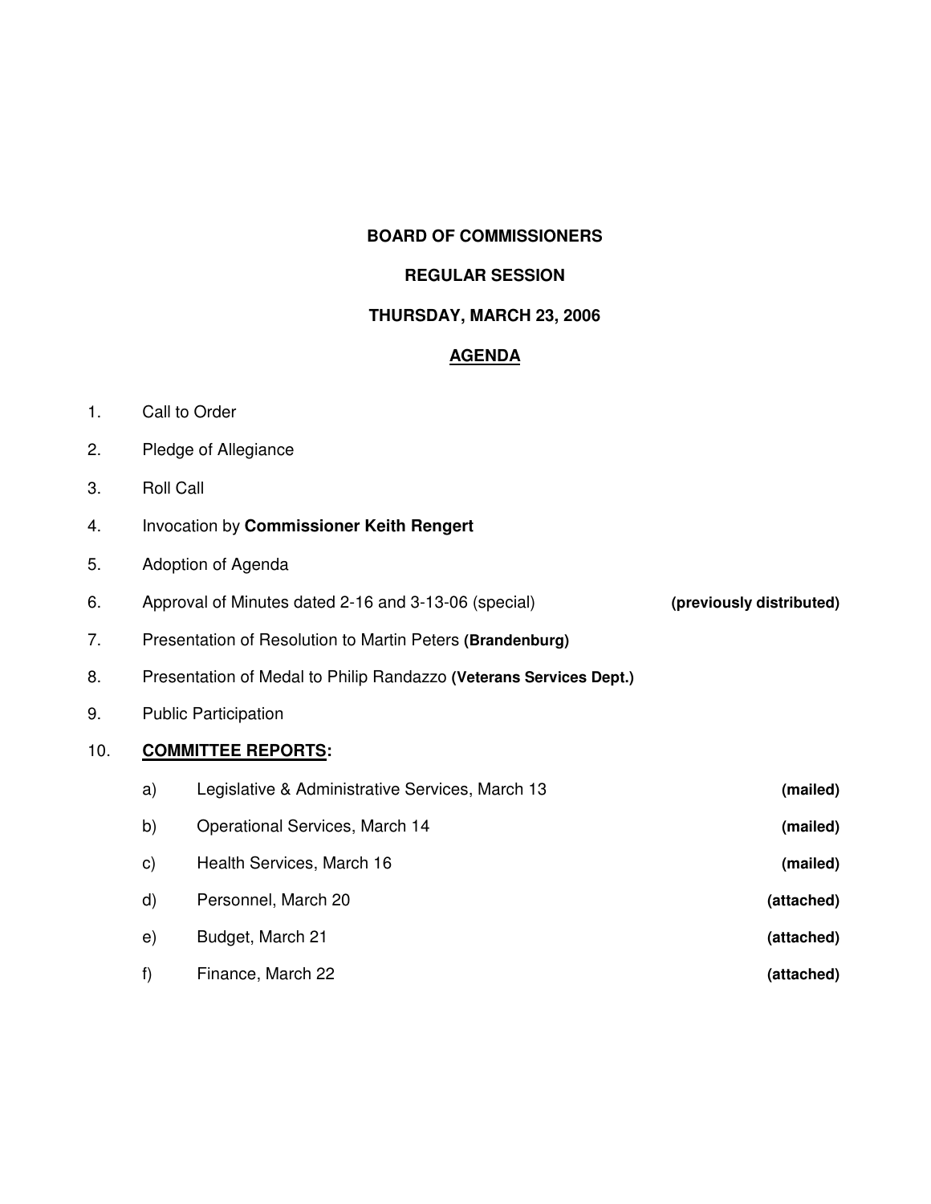**BOARD OF COMMISSIONERS**

**REGULAR SESSION**

**THURSDAY, MARCH 23, 2006**

**AGENDA**

1. Call to Order
2. Pledge of Allegiance
3. Roll Call
4. Invocation by **Commissioner Keith Rengert**
5. Adoption of Agenda
6. Approval of Minutes dated 2-16 and 3-13-06 (special) **(previously distributed)**
7. Presentation of Resolution to Martin Peters **(Brandenburg)**
8. Presentation of Medal to Philip Randazzo **(Veterans Services Dept.)**
9. Public Participation
10. **COMMITTEE REPORTS:**
    - a) Legislative & Administrative Services, March 13 **(mailed)**
    - b) Operational Services, March 14 **(mailed)**
    - c) Health Services, March 16 **(mailed)**
    - d) Personnel, March 20 **(attached)**
    - e) Budget, March 21 **(attached)**
    - f) Finance, March 22 **(attached)**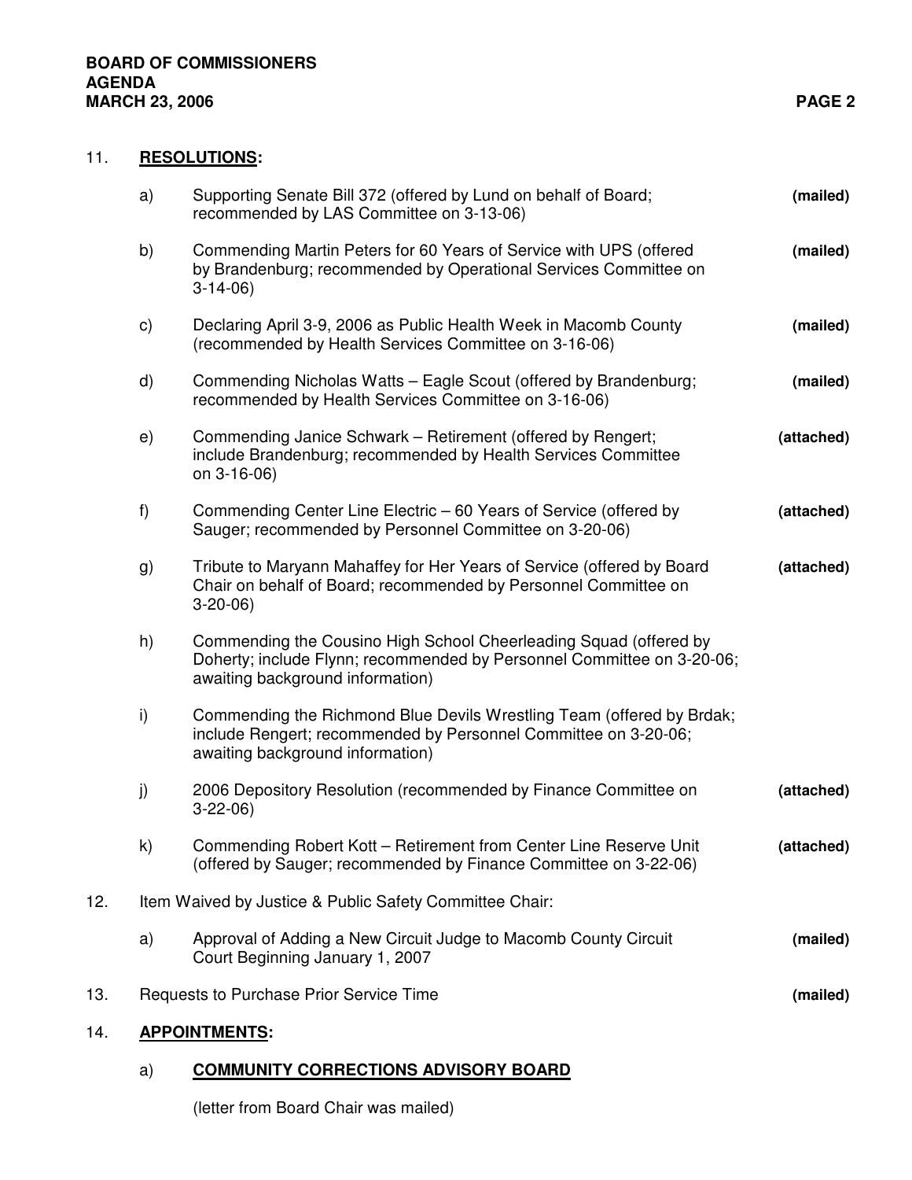11. **RESOLUTIONS:**

    a) Supporting Senate Bill 372 (offered by Lund on behalf of Board; recommended by LAS Committee on 3-13-06) **(mailed)**

    b) Commending Martin Peters for 60 Years of Service with UPS (offered by Brandenburg; recommended by Operational Services Committee on 3-14-06) **(mailed)**

    c) Declaring April 3-9, 2006 as Public Health Week in Macomb County (recommended by Health Services Committee on 3-16-06) **(mailed)**

    d) Commending Nicholas Watts – Eagle Scout (offered by Brandenburg; recommended by Health Services Committee on 3-16-06) **(mailed)**

    e) Commending Janice Schwark – Retirement (offered by Rengert; include Brandenburg; recommended by Health Services Committee on 3-16-06) **(attached)**

    f) Commending Center Line Electric – 60 Years of Service (offered by Sauger; recommended by Personnel Committee on 3-20-06) **(attached)**

    g) Tribute to Maryann Mahaffey for Her Years of Service (offered by Board Chair on behalf of Board; recommended by Personnel Committee on 3-20-06) **(attached)**

    h) Commending the Cousino High School Cheerleading Squad (offered by Doherty; include Flynn; recommended by Personnel Committee on 3-20-06; awaiting background information)

    i) Commending the Richmond Blue Devils Wrestling Team (offered by Brdak; include Rengert; recommended by Personnel Committee on 3-20-06; awaiting background information)

    j) 2006 Depository Resolution (recommended by Finance Committee on 3-22-06) **(attached)**

    k) Commending Robert Kott – Retirement from Center Line Reserve Unit (offered by Sauger; recommended by Finance Committee on 3-22-06) **(attached)**

12. Item Waived by Justice & Public Safety Committee Chair:

    a) Approval of Adding a New Circuit Judge to Macomb County Circuit Court Beginning January 1, 2007 **(mailed)**

13. Requests to Purchase Prior Service Time **(mailed)**

14. **APPOINTMENTS:**

    a) **COMMUNITY CORRECTIONS ADVISORY BOARD**

    (letter from Board Chair was mailed)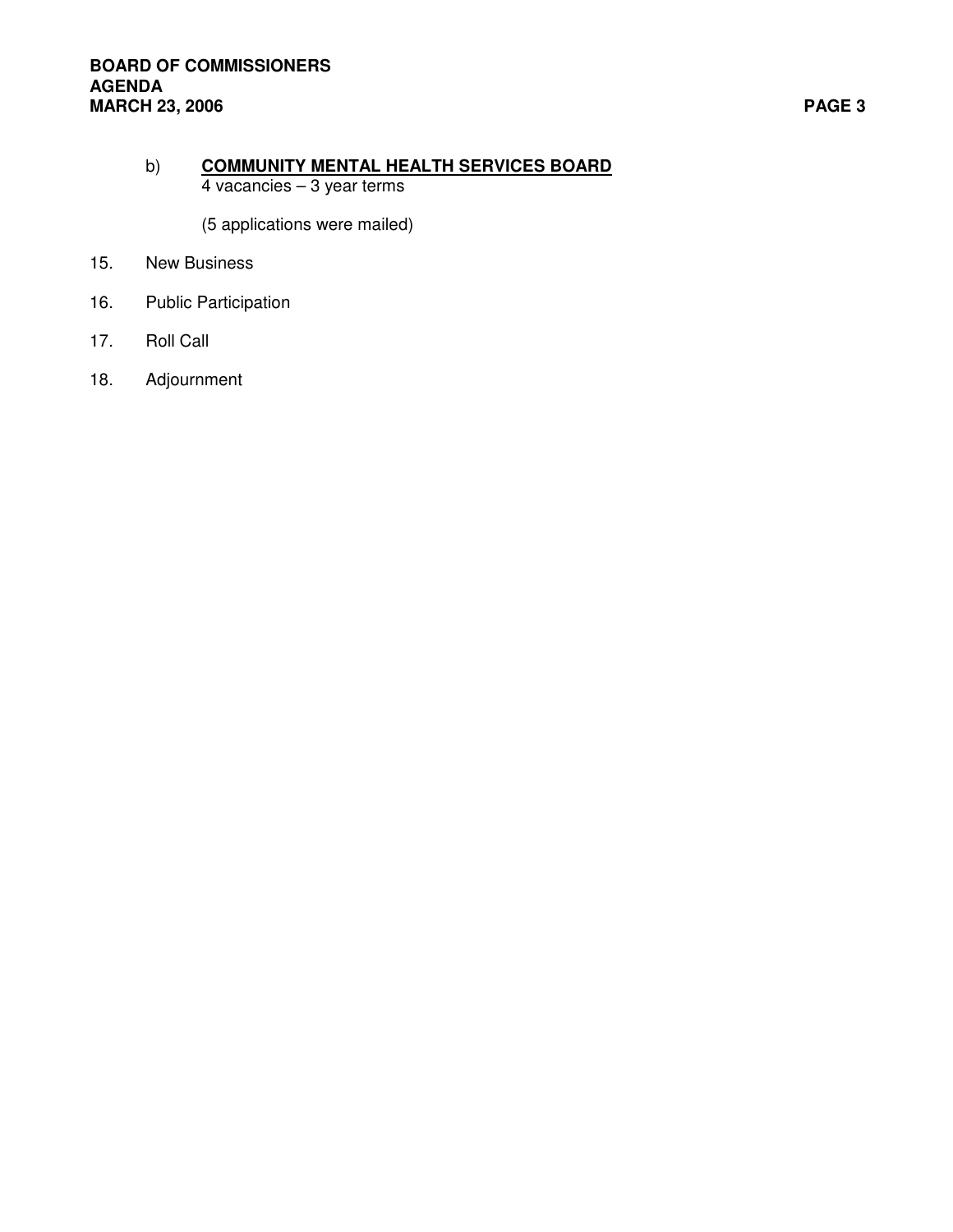b) **<u>COMMUNITY MENTAL HEALTH SERVICES BOARD</u>**
4 vacancies – 3 year terms

(5 applications were mailed)

15. New Business

16. Public Participation

17. Roll Call

18. Adjournment